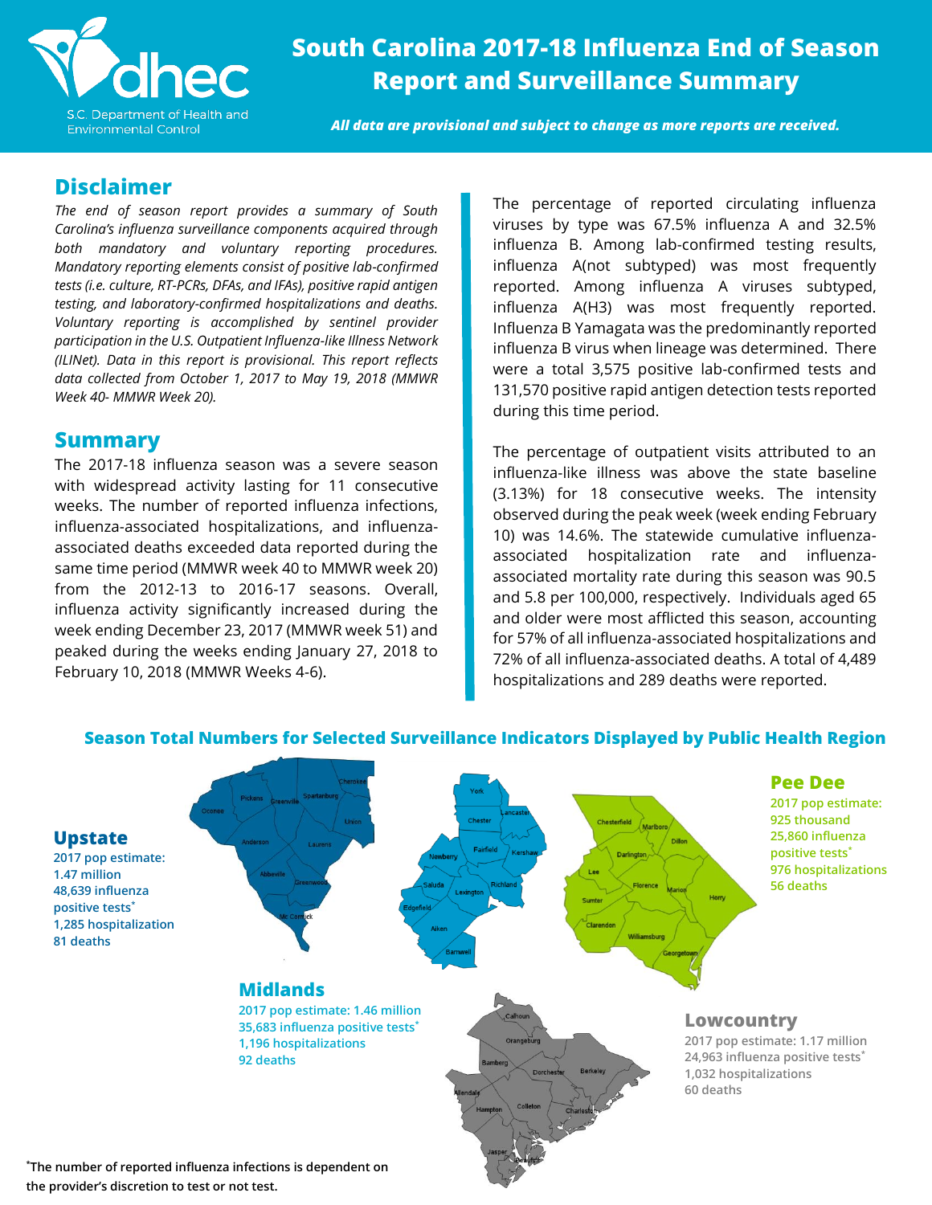# South Carolina 2017-18 Influenza End of Season Report and Surveillance Summary

S.C. Department of Health and Environmental Control

***All data are provisional and subject to change as more reports are received.***

## Disclaimer

*The end of season report provides a summary of South Carolina's influenza surveillance components acquired through both mandatory and voluntary reporting procedures. Mandatory reporting elements consist of positive lab-confirmed tests (i.e. culture, RT-PCRs, DFAs, and IFAs), positive rapid antigen testing, and laboratory-confirmed hospitalizations and deaths. Voluntary reporting is accomplished by sentinel provider participation in the U.S. Outpatient Influenza-like Illness Network (ILINet). Data in this report is provisional. This report reflects data collected from October 1, 2017 to May 19, 2018 (MMWR Week 40- MMWR Week 20).*

## Summary

The 2017-18 influenza season was a severe season with widespread activity lasting for 11 consecutive weeks. The number of reported influenza infections, influenza-associated hospitalizations, and influenza-associated deaths exceeded data reported during the same time period (MMWR week 40 to MMWR week 20) from the 2012-13 to 2016-17 seasons. Overall, influenza activity significantly increased during the week ending December 23, 2017 (MMWR week 51) and peaked during the weeks ending January 27, 2018 to February 10, 2018 (MMWR Weeks 4-6).

The percentage of reported circulating influenza viruses by type was 67.5% influenza A and 32.5% influenza B. Among lab-confirmed testing results, influenza A(not subtyped) was most frequently reported. Among influenza A viruses subtyped, influenza A(H3) was most frequently reported. Influenza B Yamagata was the predominantly reported influenza B virus when lineage was determined. There were a total 3,575 positive lab-confirmed tests and 131,570 positive rapid antigen detection tests reported during this time period.

The percentage of outpatient visits attributed to an influenza-like illness was above the state baseline (3.13%) for 18 consecutive weeks. The intensity observed during the peak week (week ending February 10) was 14.6%. The statewide cumulative influenza-associated hospitalization rate and influenza-associated mortality rate during this season was 90.5 and 5.8 per 100,000, respectively. Individuals aged 65 and older were most afflicted this season, accounting for 57% of all influenza-associated hospitalizations and 72% of all influenza-associated deaths. A total of 4,489 hospitalizations and 289 deaths were reported.

## Season Total Numbers for Selected Surveillance Indicators Displayed by Public Health Region

**Upstate**
2017 pop estimate: 1.47 million
48,639 influenza positive tests*
1,285 hospitalization
81 deaths

**Midlands**
2017 pop estimate: 1.46 million
35,683 influenza positive tests*
1,196 hospitalizations
92 deaths

**Pee Dee**
2017 pop estimate: 925 thousand
25,860 influenza positive tests*
976 hospitalizations
56 deaths

**Lowcountry**
2017 pop estimate: 1.17 million
24,963 influenza positive tests*
1,032 hospitalizations
60 deaths

*The number of reported influenza infections is dependent on the provider's discretion to test or not test.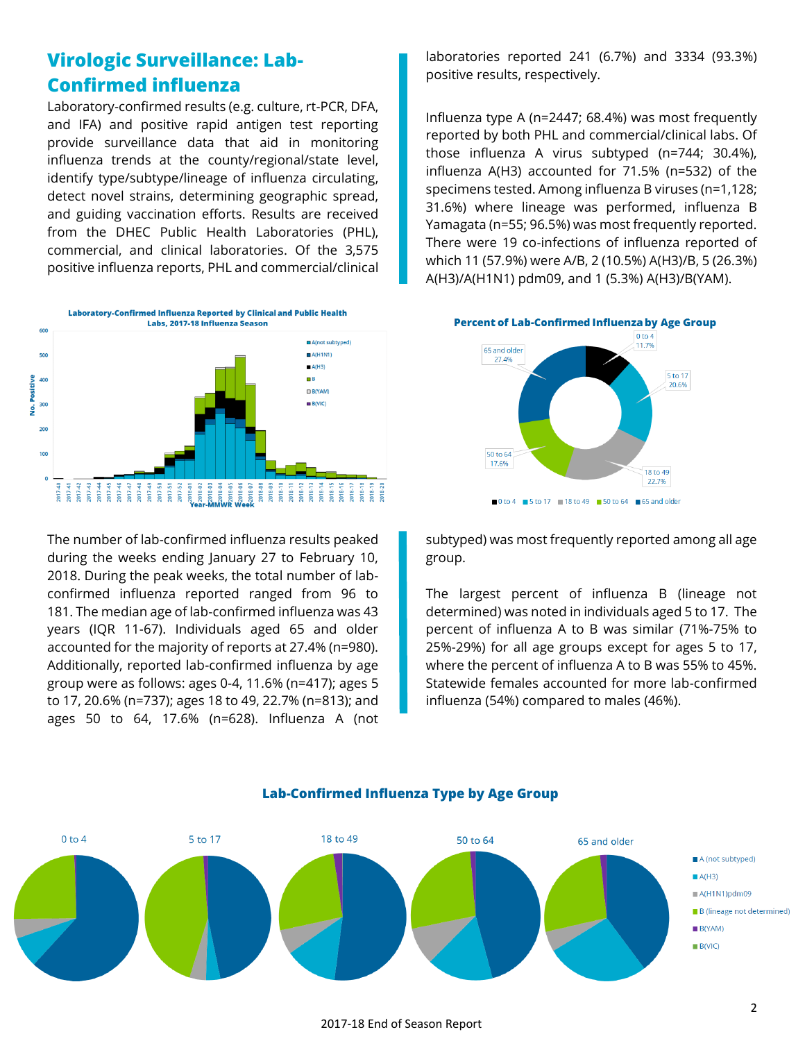## Virologic Surveillance: Lab-Confirmed influenza

Laboratory-confirmed results (e.g. culture, rt-PCR, DFA, and IFA) and positive rapid antigen test reporting provide surveillance data that aid in monitoring influenza trends at the county/regional/state level, identify type/subtype/lineage of influenza circulating, detect novel strains, determining geographic spread, and guiding vaccination efforts. Results are received from the DHEC Public Health Laboratories (PHL), commercial, and clinical laboratories. Of the 3,575 positive influenza reports, PHL and commercial/clinical laboratories reported 241 (6.7%) and 3334 (93.3%) positive results, respectively.

Influenza type A (n=2447; 68.4%) was most frequently reported by both PHL and commercial/clinical labs. Of those influenza A virus subtyped (n=744; 30.4%), influenza A(H3) accounted for 71.5% (n=532) of the specimens tested. Among influenza B viruses (n=1,128; 31.6%) where lineage was performed, influenza B Yamagata (n=55; 96.5%) was most frequently reported. There were 19 co-infections of influenza reported of which 11 (57.9%) were A/B, 2 (10.5%) A(H3)/B, 5 (26.3%) A(H3)/A(H1N1) pdm09, and 1 (5.3%) A(H3)/B(YAM).

**Laboratory-Confirmed Influenza Reported by Clinical and Public Health Labs, 2017-18 Influenza Season**

**Percent of Lab-Confirmed Influenza by Age Group**

The number of lab-confirmed influenza results peaked during the weeks ending January 27 to February 10, 2018. During the peak weeks, the total number of lab-confirmed influenza reported ranged from 96 to 181. The median age of lab-confirmed influenza was 43 years (IQR 11-67). Individuals aged 65 and older accounted for the majority of reports at 27.4% (n=980). Additionally, reported lab-confirmed influenza by age group were as follows: ages 0-4, 11.6% (n=417); ages 5 to 17, 20.6% (n=737); ages 18 to 49, 22.7% (n=813); and ages 50 to 64, 17.6% (n=628). Influenza A (not subtyped) was most frequently reported among all age group.

The largest percent of influenza B (lineage not determined) was noted in individuals aged 5 to 17. The percent of influenza A to B was similar (71%-75% to 25%-29%) for all age groups except for ages 5 to 17, where the percent of influenza A to B was 55% to 45%. Statewide females accounted for more lab-confirmed influenza (54%) compared to males (46%).

**Lab-Confirmed Influenza Type by Age Group**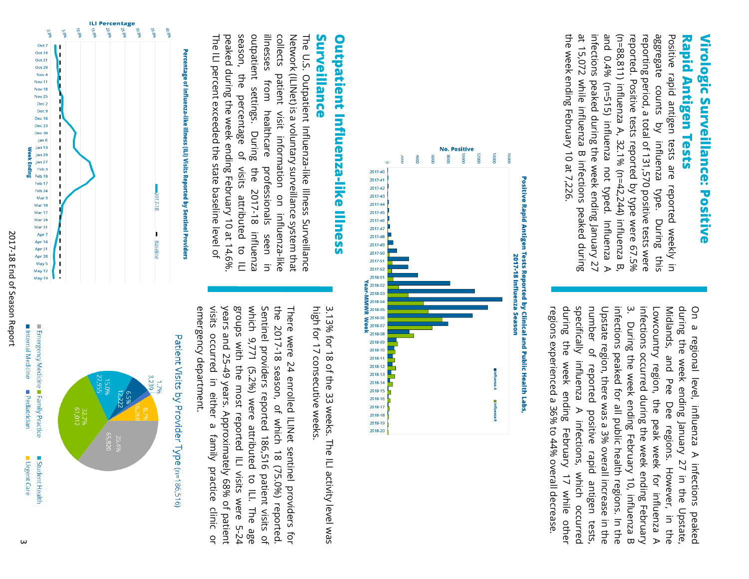## Virologic Surveillance: Positive Rapid Antigen Tests

Positive rapid antigen tests are reported weekly in aggregate counts by influenza type. During this reporting period, a total of 131,570 positive tests were reported. Positive tests reported by type were 67.5% (n=88,811) influenza A, 32.1% (n=42,244) influenza B, and 0.4% (n=515) influenza not typed. Influenza A infections peaked during the week ending January 27 at 15,072 while influenza B infections peaked during the week ending February 10 at 7,226.

On a regional level, influenza A infections peaked during the week ending January 27 in the Upstate, Midlands, and Pee Dee regions. However, in the Lowcountry region, the peak week for influenza A infections occurred during the week ending February 3. During the week ending February 10, influenza B infections peaked for all public health regions. In the Upstate region, there was a 3% overall increase in the number of reported positive rapid antigen tests, specifically influenza A infections, which occurred during the week ending February 17 while other regions experienced a 36% to 44% overall decrease.

**Positive Rapid Antigen Tests Reported by Clinical and Public Health Labs, 2017-18 Influenza Season**

## Outpatient Influenza-like Illness Surveillance

The U.S. Outpatient Influenza-like Illness Surveillance Network (ILINet) is a voluntary surveillance system that collects patient visit information on influenza-like illnesses from healthcare professionals seen in outpatient settings. During the 2017-18 influenza season, the percentage of visits attributed to ILI peaked during the week ending February 10 at 14.6%. The ILI percent exceeded the state baseline level of 3.13% for 18 of the 33 weeks. The ILI activity level was high for 17 consecutive weeks.

There were 24 enrolled ILINet sentinel providers for the 2017-18 season, of which 18 (75.0%) reported. Sentinel providers reported 186,516 patient visits of which 9,771 (5.2%) were attributed to ILI. The age groups with the most reported ILI visits were 5-24 years and 25-49 years. Approximately 68% of patient visits occurred in either a family practice clinic or emergency department.

**Percentage of Influenza-like Illness (ILI) Visits Reported by Sentinel Providers**

**Patient Visits by Provider Type** (n=186,516)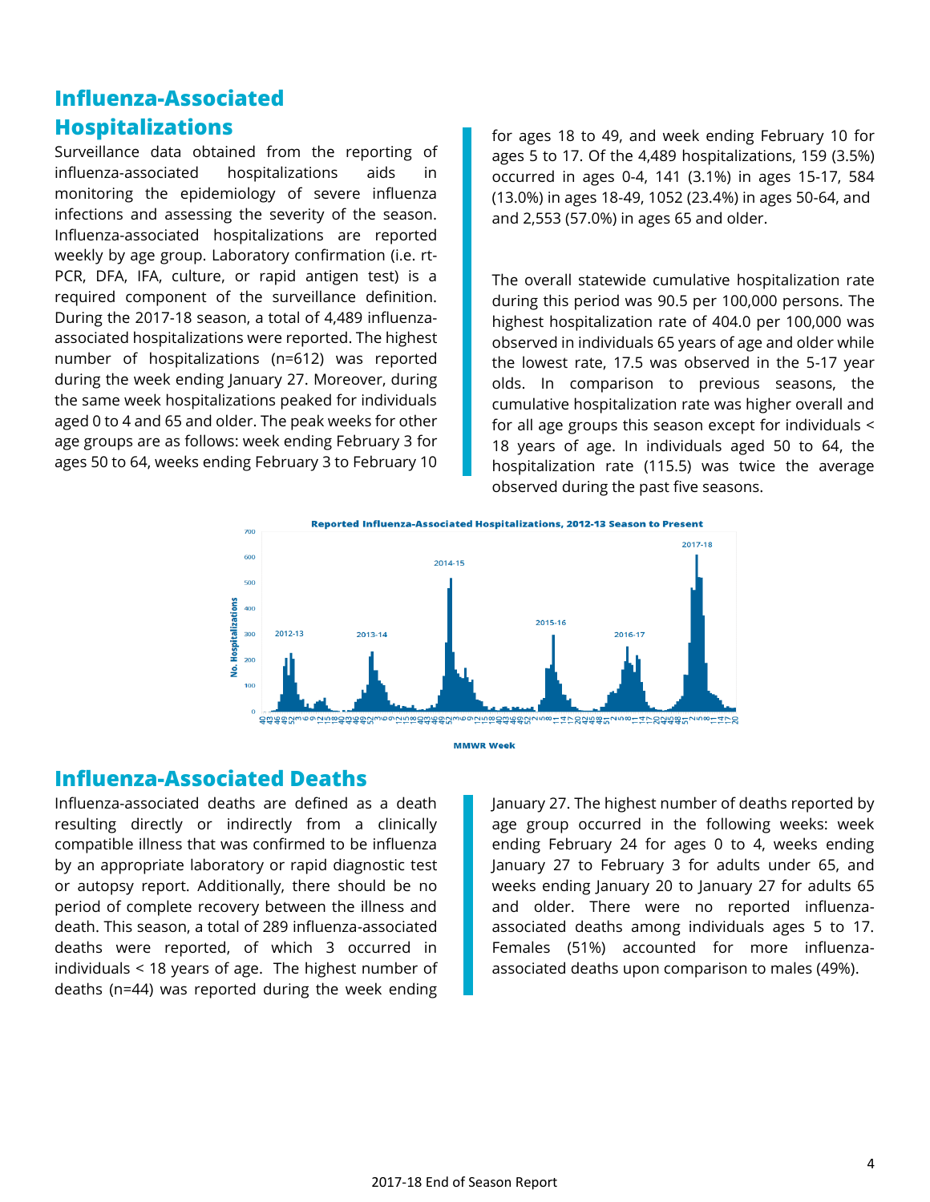## Influenza-Associated Hospitalizations

Surveillance data obtained from the reporting of influenza-associated hospitalizations aids in monitoring the epidemiology of severe influenza infections and assessing the severity of the season. Influenza-associated hospitalizations are reported weekly by age group. Laboratory confirmation (i.e. rt-PCR, DFA, IFA, culture, or rapid antigen test) is a required component of the surveillance definition. During the 2017-18 season, a total of 4,489 influenza-associated hospitalizations were reported. The highest number of hospitalizations (n=612) was reported during the week ending January 27. Moreover, during the same week hospitalizations peaked for individuals aged 0 to 4 and 65 and older. The peak weeks for other age groups are as follows: week ending February 3 for ages 50 to 64, weeks ending February 3 to February 10 for ages 18 to 49, and week ending February 10 for ages 5 to 17. Of the 4,489 hospitalizations, 159 (3.5%) occurred in ages 0-4, 141 (3.1%) in ages 15-17, 584 (13.0%) in ages 18-49, 1052 (23.4%) in ages 50-64, and and 2,553 (57.0%) in ages 65 and older.

The overall statewide cumulative hospitalization rate during this period was 90.5 per 100,000 persons. The highest hospitalization rate of 404.0 per 100,000 was observed in individuals 65 years of age and older while the lowest rate, 17.5 was observed in the 5-17 year olds. In comparison to previous seasons, the cumulative hospitalization rate was higher overall and for all age groups this season except for individuals < 18 years of age. In individuals aged 50 to 64, the hospitalization rate (115.5) was twice the average observed during the past five seasons.

**Reported Influenza-Associated Hospitalizations, 2012-13 Season to Present**

## Influenza-Associated Deaths

Influenza-associated deaths are defined as a death resulting directly or indirectly from a clinically compatible illness that was confirmed to be influenza by an appropriate laboratory or rapid diagnostic test or autopsy report. Additionally, there should be no period of complete recovery between the illness and death. This season, a total of 289 influenza-associated deaths were reported, of which 3 occurred in individuals < 18 years of age. The highest number of deaths (n=44) was reported during the week ending January 27. The highest number of deaths reported by age group occurred in the following weeks: week ending February 24 for ages 0 to 4, weeks ending January 27 to February 3 for adults under 65, and weeks ending January 20 to January 27 for adults 65 and older. There were no reported influenza-associated deaths among individuals ages 5 to 17. Females (51%) accounted for more influenza-associated deaths upon comparison to males (49%).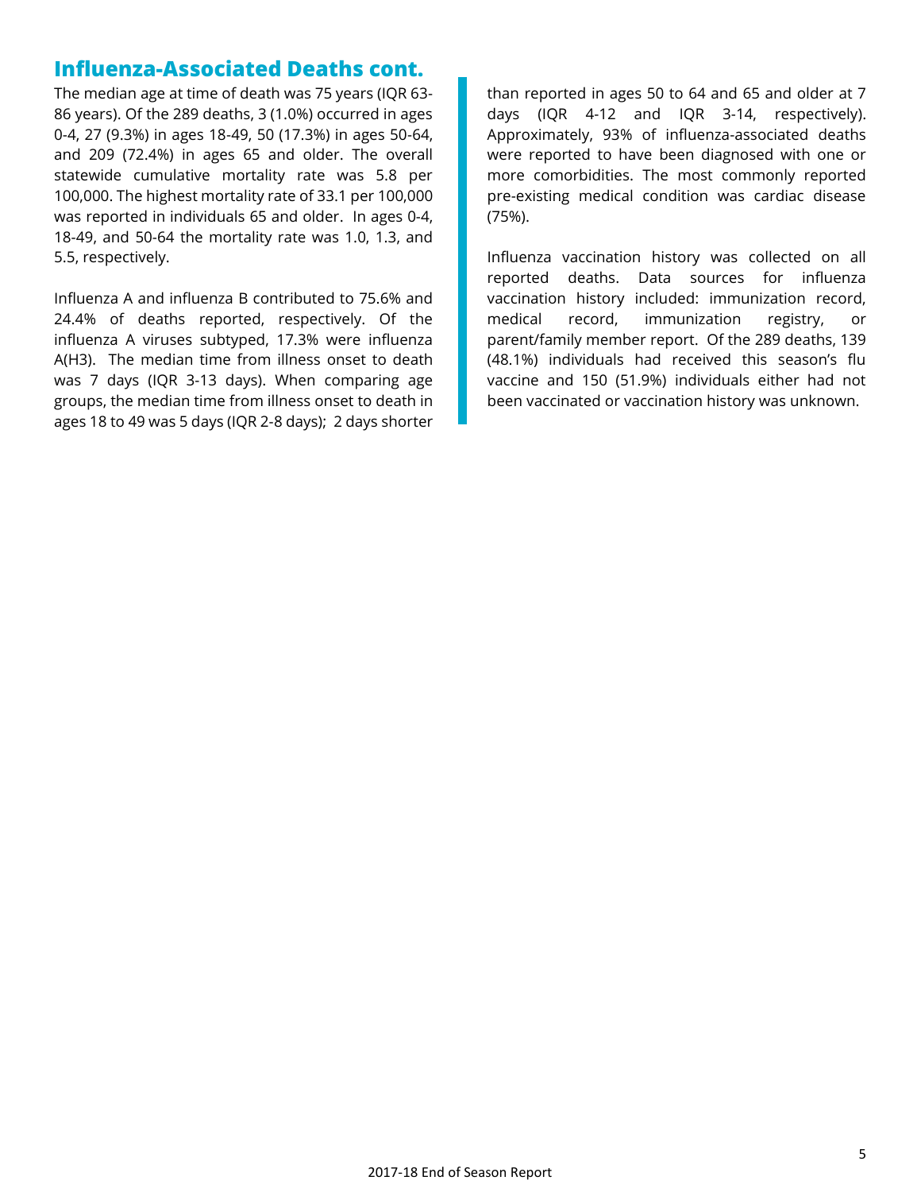## Influenza-Associated Deaths cont.

The median age at time of death was 75 years (IQR 63-86 years). Of the 289 deaths, 3 (1.0%) occurred in ages 0-4, 27 (9.3%) in ages 18-49, 50 (17.3%) in ages 50-64, and 209 (72.4%) in ages 65 and older. The overall statewide cumulative mortality rate was 5.8 per 100,000. The highest mortality rate of 33.1 per 100,000 was reported in individuals 65 and older. In ages 0-4, 18-49, and 50-64 the mortality rate was 1.0, 1.3, and 5.5, respectively.

Influenza A and influenza B contributed to 75.6% and 24.4% of deaths reported, respectively. Of the influenza A viruses subtyped, 17.3% were influenza A(H3). The median time from illness onset to death was 7 days (IQR 3-13 days). When comparing age groups, the median time from illness onset to death in ages 18 to 49 was 5 days (IQR 2-8 days); 2 days shorter than reported in ages 50 to 64 and 65 and older at 7 days (IQR 4-12 and IQR 3-14, respectively). Approximately, 93% of influenza-associated deaths were reported to have been diagnosed with one or more comorbidities. The most commonly reported pre-existing medical condition was cardiac disease (75%).

Influenza vaccination history was collected on all reported deaths. Data sources for influenza vaccination history included: immunization record, medical record, immunization registry, or parent/family member report. Of the 289 deaths, 139 (48.1%) individuals had received this season's flu vaccine and 150 (51.9%) individuals either had not been vaccinated or vaccination history was unknown.